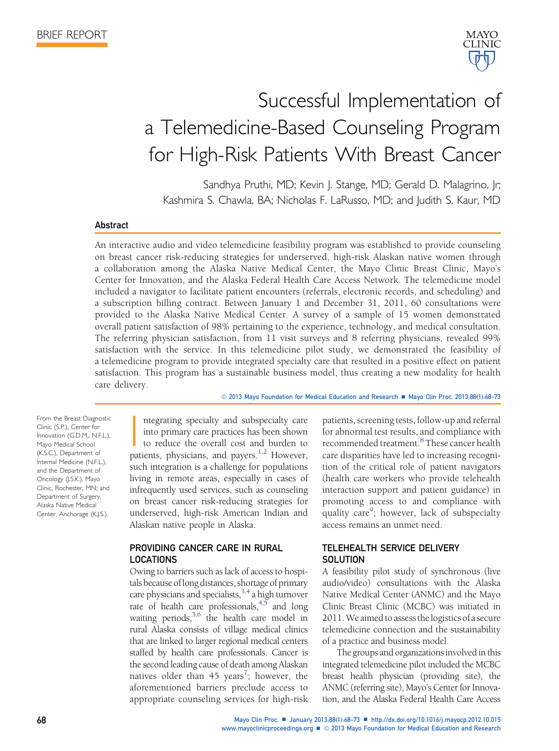BRIEF REPORT

# Successful Implementation of a Telemedicine-Based Counseling Program for High-Risk Patients With Breast Cancer

Sandhya Pruthi, MD; Kevin J. Stange, MD; Gerald D. Malagrino, Jr; Kashmira S. Chawla, BA; Nicholas F. LaRusso, MD; and Judith S. Kaur, MD

## Abstract

An interactive audio and video telemedicine feasibility program was established to provide counseling on breast cancer risk-reducing strategies for underserved, high-risk Alaskan native women through a collaboration among the Alaska Native Medical Center, the Mayo Clinic Breast Clinic, Mayo's Center for Innovation, and the Alaska Federal Health Care Access Network. The telemedicine model included a navigator to facilitate patient encounters (referrals, electronic records, and scheduling) and a subscription billing contract. Between January 1 and December 31, 2011, 60 consultations were provided to the Alaska Native Medical Center. A survey of a sample of 15 women demonstrated overall patient satisfaction of 98% pertaining to the experience, technology, and medical consultation. The referring physician satisfaction, from 11 visit surveys and 8 referring physicians, revealed 99% satisfaction with the service. In this telemedicine pilot study, we demonstrated the feasibility of a telemedicine program to provide integrated specialty care that resulted in a positive effect on patient satisfaction. This program has a sustainable business model, thus creating a new modality for health care delivery.

© 2013 Mayo Foundation for Medical Education and Research ■ Mayo Clin Proc. 2013;88(1):68-73

From the Breast Diagnostic Clinic (S.P.), Center for Innovation (G.D.M., N.F.L.), Mayo Medical School (K.S.C.), Department of Internal Medicine (N.F.L.), and the Department of Oncology (J.S.K.), Mayo Clinic, Rochester, MN; and Department of Surgery, Alaska Native Medical Center, Anchorage (K.J.S.).

Integrating specialty and subspecialty care into primary care practices has been shown to reduce the overall cost and burden to patients, physicians, and payers.[1,2] However, such integration is a challenge for populations living in remote areas, especially in cases of infrequently used services, such as counseling on breast cancer risk-reducing strategies for underserved, high-risk American Indian and Alaskan native people in Alaska.

## PROVIDING CANCER CARE IN RURAL LOCATIONS

Owing to barriers such as lack of access to hospitals because of long distances, shortage of primary care physicians and specialists,[3,4] a high turnover rate of health care professionals,[4,5] and long waiting periods,[3,6] the health care model in rural Alaska consists of village medical clinics that are linked to larger regional medical centers staffed by health care professionals. Cancer is the second leading cause of death among Alaskan natives older than 45 years[7]; however, the aforementioned barriers preclude access to appropriate counseling services for high-risk patients, screening tests, follow-up and referral for abnormal test results, and compliance with recommended treatment.[8] These cancer health care disparities have led to increasing recognition of the critical role of patient navigators (health care workers who provide telehealth interaction support and patient guidance) in promoting access to and compliance with quality care[9]; however, lack of subspecialty access remains an unmet need.

## TELEHEALTH SERVICE DELIVERY SOLUTION

A feasibility pilot study of synchronous (live audio/video) consultations with the Alaska Native Medical Center (ANMC) and the Mayo Clinic Breast Clinic (MCBC) was initiated in 2011. We aimed to assess the logistics of a secure telemedicine connection and the sustainability of a practice and business model.

The groups and organizations involved in this integrated telemedicine pilot included the MCBC breast health physician (providing site), the ANMC (referring site), Mayo's Center for Innovation, and the Alaska Federal Health Care Access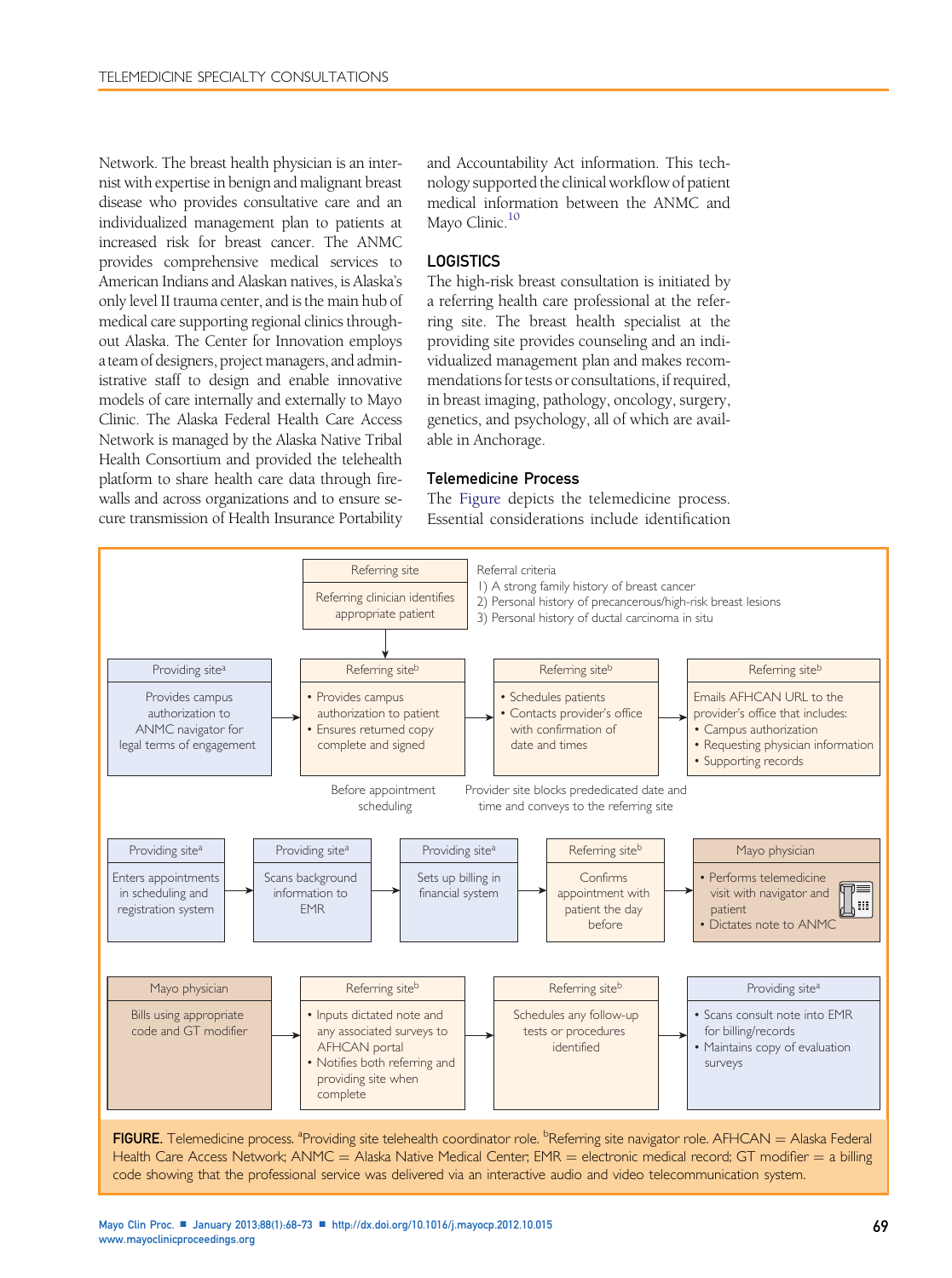Network. The breast health physician is an internist with expertise in benign and malignant breast disease who provides consultative care and an individualized management plan to patients at increased risk for breast cancer. The ANMC provides comprehensive medical services to American Indians and Alaskan natives, is Alaska's only level II trauma center, and is the main hub of medical care supporting regional clinics throughout Alaska. The Center for Innovation employs a team of designers, project managers, and administrative staff to design and enable innovative models of care internally and externally to Mayo Clinic. The Alaska Federal Health Care Access Network is managed by the Alaska Native Tribal Health Consortium and provided the telehealth platform to share health care data through firewalls and across organizations and to ensure secure transmission of Health Insurance Portability and Accountability Act information. This technology supported the clinical workflow of patient medical information between the ANMC and Mayo Clinic.[10]

## LOGISTICS

The high-risk breast consultation is initiated by a referring health care professional at the referring site. The breast health specialist at the providing site provides counseling and an individualized management plan and makes recommendations for tests or consultations, if required, in breast imaging, pathology, oncology, surgery, genetics, and psychology, all of which are available in Anchorage.

### Telemedicine Process

The Figure depicts the telemedicine process. Essential considerations include identification

**Referring site**
Referring clinician identifies appropriate patient

Referral criteria
1) A strong family history of breast cancer
2) Personal history of precancerous/high-risk breast lesions
3) Personal history of ductal carcinoma in situ

**Providing site[a]**
Provides campus authorization to ANMC navigator for legal terms of engagement

→ **Referring site[b]**
- Provides campus authorization to patient
- Ensures returned copy complete and signed

Before appointment scheduling

→ **Referring site[b]**
- Schedules patients
- Contacts provider's office with confirmation of date and times

Provider site blocks predecided date and time and conveys to the referring site

→ **Referring site[b]**
Emails AFHCAN URL to the provider's office that includes:
- Campus authorization
- Requesting physician information
- Supporting records

**Providing site[a]**
Enters appointments in scheduling and registration system

→ **Providing site[a]**
Scans background information to EMR

→ **Providing site[a]**
Sets up billing in financial system

→ **Referring site[b]**
Confirms appointment with patient the day before

→ **Mayo physician**
- Performs telemedicine visit with navigator and patient
- Dictates note to ANMC

**Mayo physician**
Bills using appropriate code and GT modifier

→ **Referring site[b]**
- Inputs dictated note and any associated surveys to AFHCAN portal
- Notifies both referring and providing site when complete

→ **Referring site[b]**
Schedules any follow-up tests or procedures identified

→ **Providing site[a]**
- Scans consult note into EMR for billing/records
- Maintains copy of evaluation surveys

**FIGURE.** Telemedicine process. [a]Providing site telehealth coordinator role. [b]Referring site navigator role. AFHCAN = Alaska Federal Health Care Access Network; ANMC = Alaska Native Medical Center; EMR = electronic medical record; GT modifier = a billing code showing that the professional service was delivered via an interactive audio and video telecommunication system.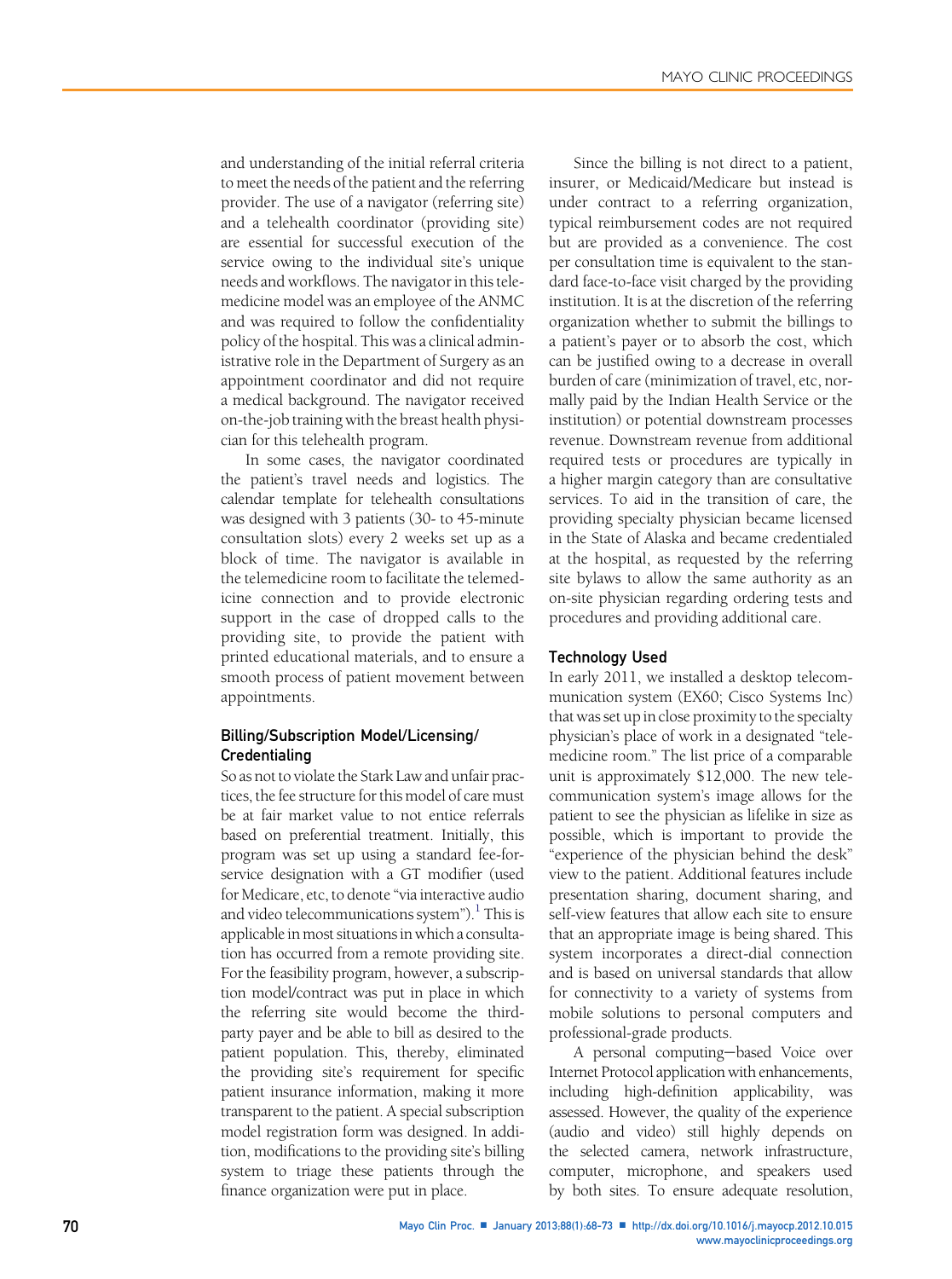and understanding of the initial referral criteria to meet the needs of the patient and the referring provider. The use of a navigator (referring site) and a telehealth coordinator (providing site) are essential for successful execution of the service owing to the individual site's unique needs and workflows. The navigator in this telemedicine model was an employee of the ANMC and was required to follow the confidentiality policy of the hospital. This was a clinical administrative role in the Department of Surgery as an appointment coordinator and did not require a medical background. The navigator received on-the-job training with the breast health physician for this telehealth program.

In some cases, the navigator coordinated the patient's travel needs and logistics. The calendar template for telehealth consultations was designed with 3 patients (30- to 45-minute consultation slots) every 2 weeks set up as a block of time. The navigator is available in the telemedicine room to facilitate the telemedicine connection and to provide electronic support in the case of dropped calls to the providing site, to provide the patient with printed educational materials, and to ensure a smooth process of patient movement between appointments.

### Billing/Subscription Model/Licensing/Credentialing

So as not to violate the Stark Law and unfair practices, the fee structure for this model of care must be at fair market value to not entice referrals based on preferential treatment. Initially, this program was set up using a standard fee-for-service designation with a GT modifier (used for Medicare, etc, to denote "via interactive audio and video telecommunications system").[1] This is applicable in most situations in which a consultation has occurred from a remote providing site. For the feasibility program, however, a subscription model/contract was put in place in which the referring site would become the third-party payer and be able to bill as desired to the patient population. This, thereby, eliminated the providing site's requirement for specific patient insurance information, making it more transparent to the patient. A special subscription model registration form was designed. In addition, modifications to the providing site's billing system to triage these patients through the finance organization were put in place.

Since the billing is not direct to a patient, insurer, or Medicaid/Medicare but instead is under contract to a referring organization, typical reimbursement codes are not required but are provided as a convenience. The cost per consultation time is equivalent to the standard face-to-face visit charged by the providing institution. It is at the discretion of the referring organization whether to submit the billings to a patient's payer or to absorb the cost, which can be justified owing to a decrease in overall burden of care (minimization of travel, etc, normally paid by the Indian Health Service or the institution) or potential downstream processes revenue. Downstream revenue from additional required tests or procedures are typically in a higher margin category than are consultative services. To aid in the transition of care, the providing specialty physician became licensed in the State of Alaska and became credentialed at the hospital, as requested by the referring site bylaws to allow the same authority as an on-site physician regarding ordering tests and procedures and providing additional care.

### Technology Used

In early 2011, we installed a desktop telecommunication system (EX60; Cisco Systems Inc) that was set up in close proximity to the specialty physician's place of work in a designated "telemedicine room." The list price of a comparable unit is approximately $12,000. The new telecommunication system's image allows for the patient to see the physician as lifelike in size as possible, which is important to provide the "experience of the physician behind the desk" view to the patient. Additional features include presentation sharing, document sharing, and self-view features that allow each site to ensure that an appropriate image is being shared. This system incorporates a direct-dial connection and is based on universal standards that allow for connectivity to a variety of systems from mobile solutions to personal computers and professional-grade products.

A personal computing–based Voice over Internet Protocol application with enhancements, including high-definition applicability, was assessed. However, the quality of the experience (audio and video) still highly depends on the selected camera, network infrastructure, computer, microphone, and speakers used by both sites. To ensure adequate resolution,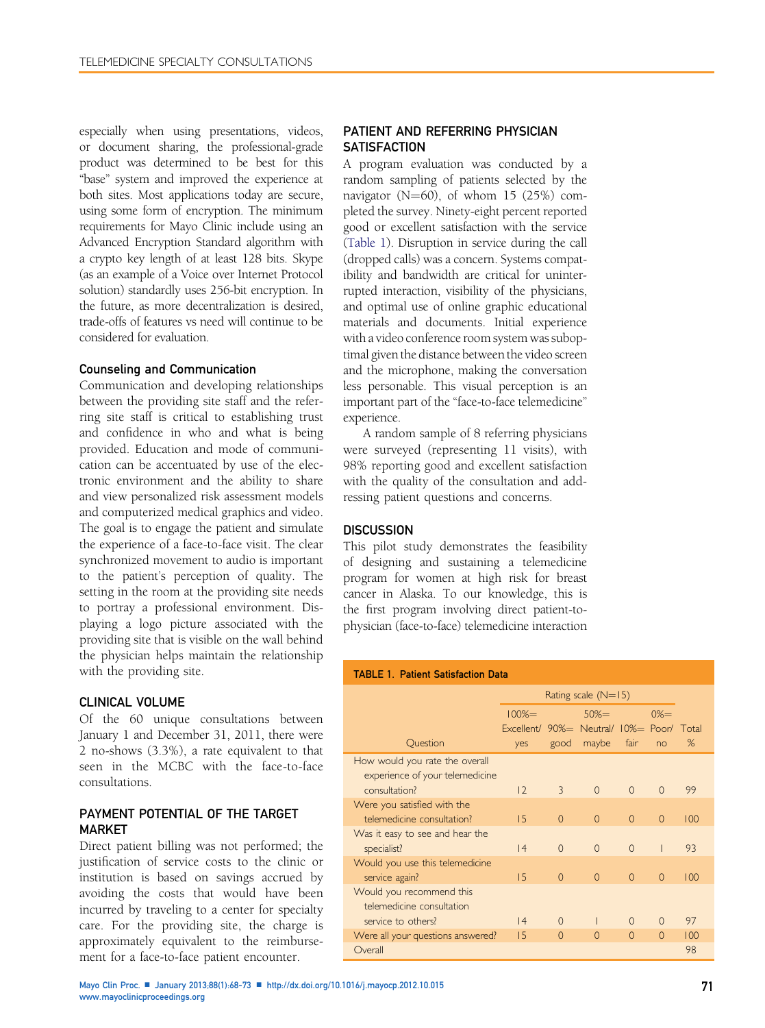especially when using presentations, videos, or document sharing, the professional-grade product was determined to be best for this "base" system and improved the experience at both sites. Most applications today are secure, using some form of encryption. The minimum requirements for Mayo Clinic include using an Advanced Encryption Standard algorithm with a crypto key length of at least 128 bits. Skype (as an example of a Voice over Internet Protocol solution) standardly uses 256-bit encryption. In the future, as more decentralization is desired, trade-offs of features vs need will continue to be considered for evaluation.

### Counseling and Communication

Communication and developing relationships between the providing site staff and the referring site staff is critical to establishing trust and confidence in who and what is being provided. Education and mode of communication can be accentuated by use of the electronic environment and the ability to share and view personalized risk assessment models and computerized medical graphics and video. The goal is to engage the patient and simulate the experience of a face-to-face visit. The clear synchronized movement to audio is important to the patient's perception of quality. The setting in the room at the providing site needs to portray a professional environment. Displaying a logo picture associated with the providing site that is visible on the wall behind the physician helps maintain the relationship with the providing site.

## CLINICAL VOLUME

Of the 60 unique consultations between January 1 and December 31, 2011, there were 2 no-shows (3.3%), a rate equivalent to that seen in the MCBC with the face-to-face consultations.

## PAYMENT POTENTIAL OF THE TARGET MARKET

Direct patient billing was not performed; the justification of service costs to the clinic or institution is based on savings accrued by avoiding the costs that would have been incurred by traveling to a center for specialty care. For the providing site, the charge is approximately equivalent to the reimbursement for a face-to-face patient encounter.

## PATIENT AND REFERRING PHYSICIAN SATISFACTION

A program evaluation was conducted by a random sampling of patients selected by the navigator (N=60), of whom 15 (25%) completed the survey. Ninety-eight percent reported good or excellent satisfaction with the service (Table 1). Disruption in service during the call (dropped calls) was a concern. Systems compatibility and bandwidth are critical for uninterrupted interaction, visibility of the physicians, and optimal use of online graphic educational materials and documents. Initial experience with a video conference room system was suboptimal given the distance between the video screen and the microphone, making the conversation less personable. This visual perception is an important part of the "face-to-face telemedicine" experience.

A random sample of 8 referring physicians were surveyed (representing 11 visits), with 98% reporting good and excellent satisfaction with the quality of the consultation and addressing patient questions and concerns.

## DISCUSSION

This pilot study demonstrates the feasibility of designing and sustaining a telemedicine program for women at high risk for breast cancer in Alaska. To our knowledge, this is the first program involving direct patient-to-physician (face-to-face) telemedicine interaction

**TABLE 1. Patient Satisfaction Data**

| Question | Rating scale (N=15) | | | | | |
|---|---|---|---|---|---|---|
| | 100%= Excellent/ yes | 90%= good | 50%= Neutral/ maybe | 10%= fair | 0%= Poor/ no | Total % |
| How would you rate the overall experience of your telemedicine consultation? | 12 | 3 | 0 | 0 | 0 | 99 |
| Were you satisfied with the telemedicine consultation? | 15 | 0 | 0 | 0 | 0 | 100 |
| Was it easy to see and hear the specialist? | 14 | 0 | 0 | 0 | 1 | 93 |
| Would you use this telemedicine service again? | 15 | 0 | 0 | 0 | 0 | 100 |
| Would you recommend this telemedicine consultation service to others? | 14 | 0 | 1 | 0 | 0 | 97 |
| Were all your questions answered? | 15 | 0 | 0 | 0 | 0 | 100 |
| Overall | | | | | | 98 |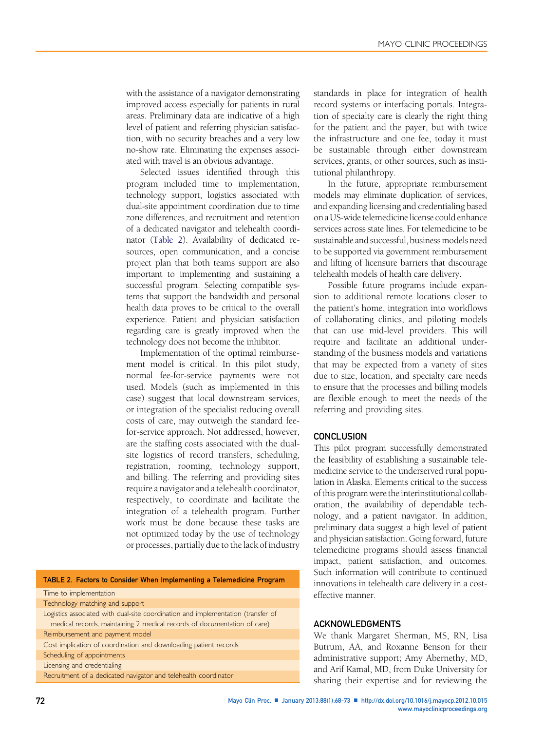with the assistance of a navigator demonstrating improved access especially for patients in rural areas. Preliminary data are indicative of a high level of patient and referring physician satisfaction, with no security breaches and a very low no-show rate. Eliminating the expenses associated with travel is an obvious advantage.

Selected issues identified through this program included time to implementation, technology support, logistics associated with dual-site appointment coordination due to time zone differences, and recruitment and retention of a dedicated navigator and telehealth coordinator (Table 2). Availability of dedicated resources, open communication, and a concise project plan that both teams support are also important to implementing and sustaining a successful program. Selecting compatible systems that support the bandwidth and personal health data proves to be critical to the overall experience. Patient and physician satisfaction regarding care is greatly improved when the technology does not become the inhibitor.

Implementation of the optimal reimbursement model is critical. In this pilot study, normal fee-for-service payments were not used. Models (such as implemented in this case) suggest that local downstream services, or integration of the specialist reducing overall costs of care, may outweigh the standard fee-for-service approach. Not addressed, however, are the staffing costs associated with the dual-site logistics of record transfers, scheduling, registration, rooming, technology support, and billing. The referring and providing sites require a navigator and a telehealth coordinator, respectively, to coordinate and facilitate the integration of a telehealth program. Further work must be done because these tasks are not optimized today by the use of technology or processes, partially due to the lack of industry standards in place for integration of health record systems or interfacing portals. Integration of specialty care is clearly the right thing for the patient and the payer, but with twice the infrastructure and one fee, today it must be sustainable through either downstream services, grants, or other sources, such as institutional philanthropy.

In the future, appropriate reimbursement models may eliminate duplication of services, and expanding licensing and credentialing based on a US-wide telemedicine license could enhance services across state lines. For telemedicine to be sustainable and successful, business models need to be supported via government reimbursement and lifting of licensure barriers that discourage telehealth models of health care delivery.

Possible future programs include expansion to additional remote locations closer to the patient's home, integration into workflows of collaborating clinics, and piloting models that can use mid-level providers. This will require and facilitate an additional understanding of the business models and variations that may be expected from a variety of sites due to size, location, and specialty care needs to ensure that the processes and billing models are flexible enough to meet the needs of the referring and providing sites.

**TABLE 2. Factors to Consider When Implementing a Telemedicine Program**

| |
|---|
| Time to implementation |
| Technology matching and support |
| Logistics associated with dual-site coordination and implementation (transfer of medical records, maintaining 2 medical records of documentation of care) |
| Reimbursement and payment model |
| Cost implication of coordination and downloading patient records |
| Scheduling of appointments |
| Licensing and credentialing |
| Recruitment of a dedicated navigator and telehealth coordinator |

## CONCLUSION

This pilot program successfully demonstrated the feasibility of establishing a sustainable telemedicine service to the underserved rural population in Alaska. Elements critical to the success of this program were the interinstitutional collaboration, the availability of dependable technology, and a patient navigator. In addition, preliminary data suggest a high level of patient and physician satisfaction. Going forward, future telemedicine programs should assess financial impact, patient satisfaction, and outcomes. Such information will contribute to continued innovations in telehealth care delivery in a cost-effective manner.

## ACKNOWLEDGMENTS

We thank Margaret Sherman, MS, RN, Lisa Butrum, AA, and Roxanne Benson for their administrative support; Amy Abernethy, MD, and Arif Kamal, MD, from Duke University for sharing their expertise and for reviewing the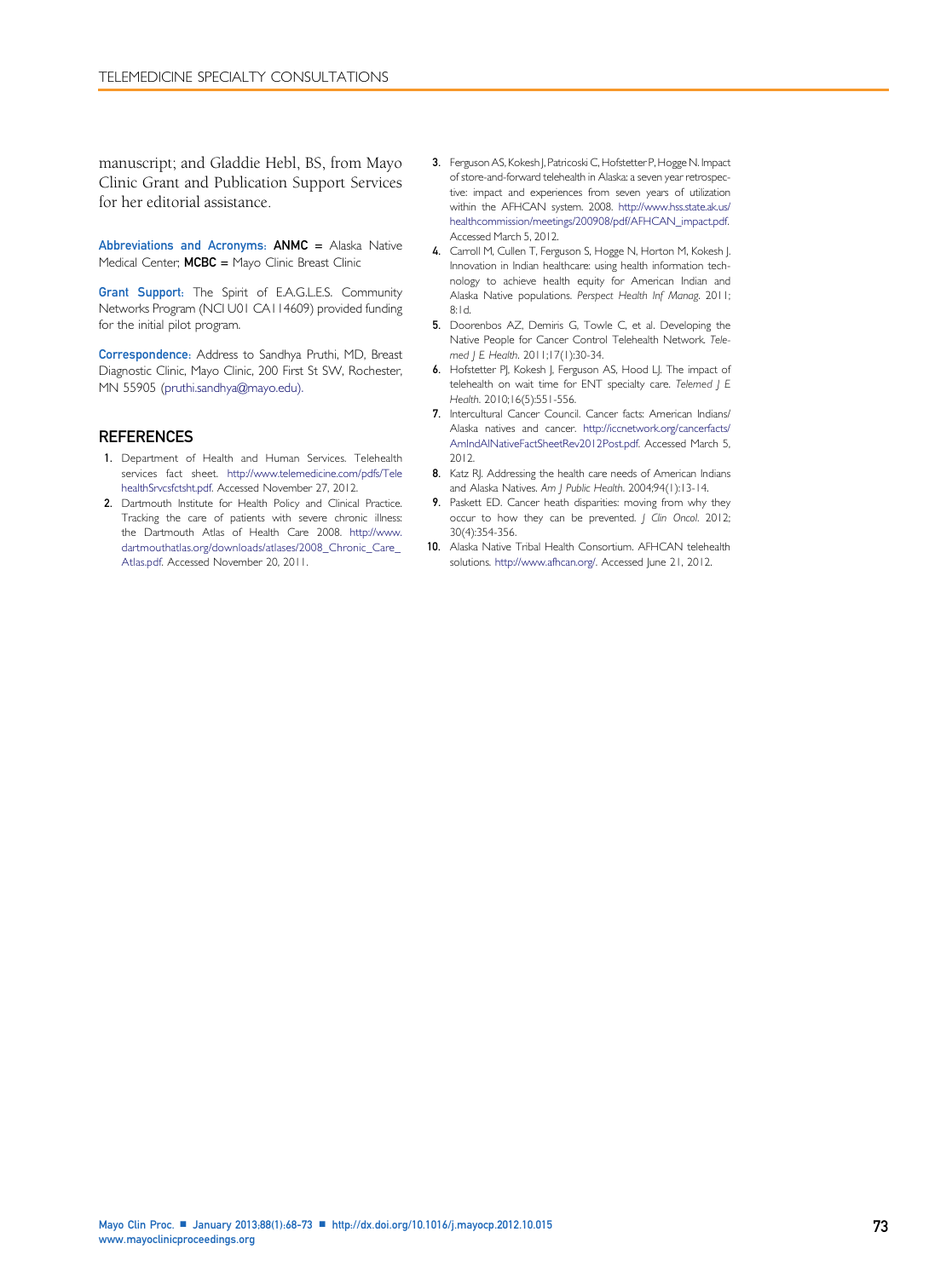manuscript; and Gladdie Hebl, BS, from Mayo Clinic Grant and Publication Support Services for her editorial assistance.

**Abbreviations and Acronyms:** **ANMC** = Alaska Native Medical Center; **MCBC** = Mayo Clinic Breast Clinic

**Grant Support:** The Spirit of E.A.G.L.E.S. Community Networks Program (NCI U01 CA114609) provided funding for the initial pilot program.

**Correspondence:** Address to Sandhya Pruthi, MD, Breast Diagnostic Clinic, Mayo Clinic, 200 First St SW, Rochester, MN 55905 (pruthi.sandhya@mayo.edu).

## REFERENCES

1. Department of Health and Human Services. Telehealth services fact sheet. http://www.telemedicine.com/pdfs/TelehealthSrvcsfctsht.pdf. Accessed November 27, 2012.
2. Dartmouth Institute for Health Policy and Clinical Practice. Tracking the care of patients with severe chronic illness: the Dartmouth Atlas of Health Care 2008. http://www.dartmouthatlas.org/downloads/atlases/2008_Chronic_Care_Atlas.pdf. Accessed November 20, 2011.
3. Ferguson AS, Kokesh J, Patricoski C, Hofstetter P, Hogge N. Impact of store-and-forward telehealth in Alaska: a seven year retrospective: impact and experiences from seven years of utilization within the AFHCAN system. 2008. http://www.hss.state.ak.us/healthcommission/meetings/200908/pdf/AFHCAN_impact.pdf. Accessed March 5, 2012.
4. Carroll M, Cullen T, Ferguson S, Hogge N, Horton M, Kokesh J. Innovation in Indian healthcare: using health information technology to achieve health equity for American Indian and Alaska Native populations. *Perspect Health Inf Manag*. 2011; 8:1d.
5. Doorenbos AZ, Demiris G, Towle C, et al. Developing the Native People for Cancer Control Telehealth Network. *Telemed J E Health*. 2011;17(1):30-34.
6. Hofstetter PJ, Kokesh J, Ferguson AS, Hood LJ. The impact of telehealth on wait time for ENT specialty care. *Telemed J E Health*. 2010;16(5):551-556.
7. Intercultural Cancer Council. Cancer facts: American Indians/Alaska natives and cancer. http://iccnetwork.org/cancerfacts/AmIndAlNativeFactSheetRev2012Post.pdf. Accessed March 5, 2012.
8. Katz RJ. Addressing the health care needs of American Indians and Alaska Natives. *Am J Public Health*. 2004;94(1):13-14.
9. Paskett ED. Cancer heath disparities: moving from why they occur to how they can be prevented. *J Clin Oncol*. 2012; 30(4):354-356.
10. Alaska Native Tribal Health Consortium. AFHCAN telehealth solutions. http://www.afhcan.org/. Accessed June 21, 2012.